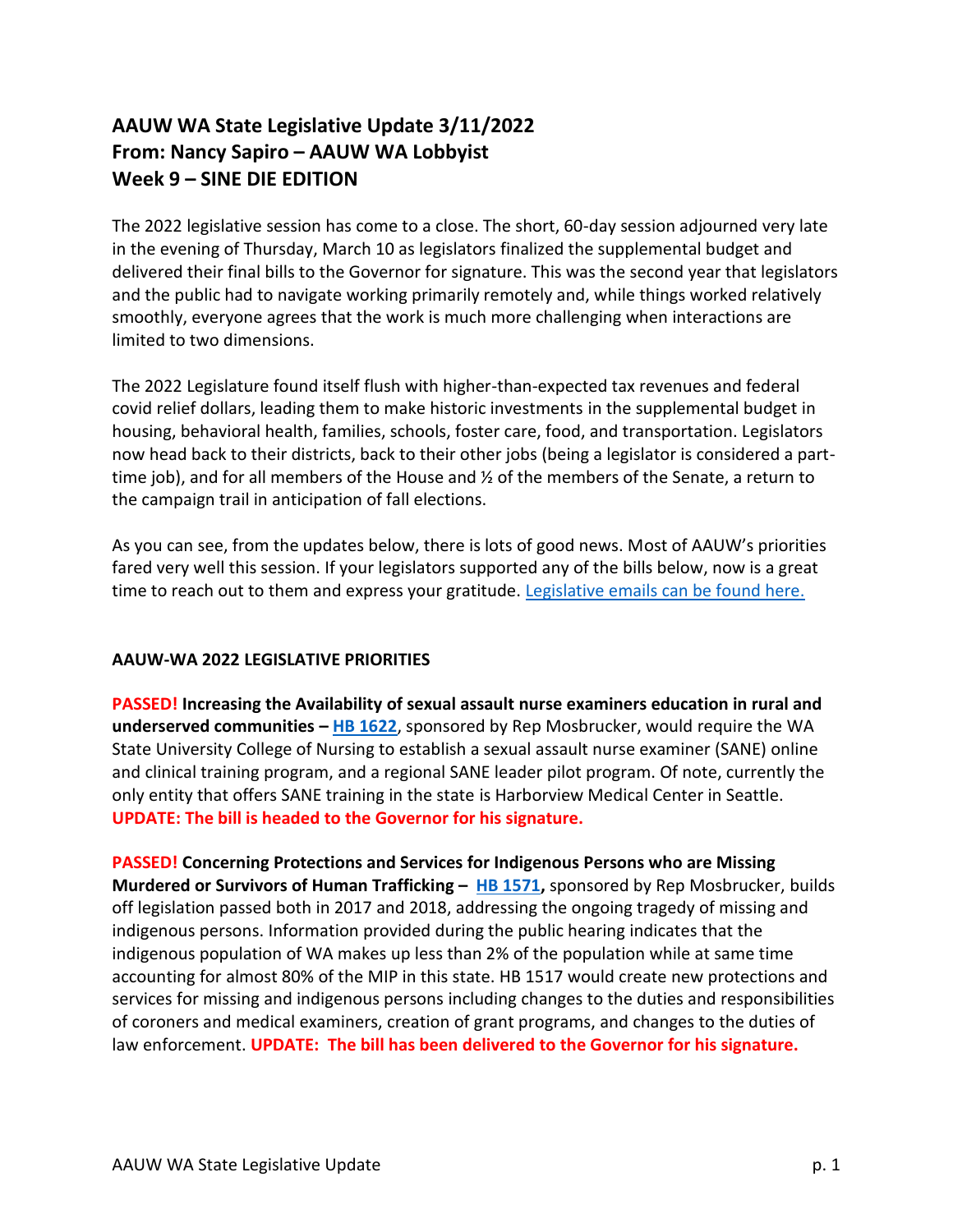## AAUW WA State Legislative Update 3/11/2022
## From: Nancy Sapiro – AAUW WA Lobbyist
## Week 9 – SINE DIE EDITION

The 2022 legislative session has come to a close. The short, 60-day session adjourned very late in the evening of Thursday, March 10 as legislators finalized the supplemental budget and delivered their final bills to the Governor for signature. This was the second year that legislators and the public had to navigate working primarily remotely and, while things worked relatively smoothly, everyone agrees that the work is much more challenging when interactions are limited to two dimensions.

The 2022 Legislature found itself flush with higher-than-expected tax revenues and federal covid relief dollars, leading them to make historic investments in the supplemental budget in housing, behavioral health, families, schools, foster care, food, and transportation. Legislators now head back to their districts, back to their other jobs (being a legislator is considered a part-time job), and for all members of the House and ½ of the members of the Senate, a return to the campaign trail in anticipation of fall elections.

As you can see, from the updates below, there is lots of good news. Most of AAUW's priorities fared very well this session. If your legislators supported any of the bills below, now is a great time to reach out to them and express your gratitude. [Legislative emails can be found here.]

**AAUW-WA 2022 LEGISLATIVE PRIORITIES**

**PASSED! Increasing the Availability of sexual assault nurse examiners education in rural and underserved communities – [HB 1622]**, sponsored by Rep Mosbrucker, would require the WA State University College of Nursing to establish a sexual assault nurse examiner (SANE) online and clinical training program, and a regional SANE leader pilot program. Of note, currently the only entity that offers SANE training in the state is Harborview Medical Center in Seattle. **UPDATE: The bill is headed to the Governor for his signature.**

**PASSED! Concerning Protections and Services for Indigenous Persons who are Missing Murdered or Survivors of Human Trafficking – [HB 1571],** sponsored by Rep Mosbrucker, builds off legislation passed both in 2017 and 2018, addressing the ongoing tragedy of missing and indigenous persons. Information provided during the public hearing indicates that the indigenous population of WA makes up less than 2% of the population while at same time accounting for almost 80% of the MIP in this state. HB 1517 would create new protections and services for missing and indigenous persons including changes to the duties and responsibilities of coroners and medical examiners, creation of grant programs, and changes to the duties of law enforcement. **UPDATE: The bill has been delivered to the Governor for his signature.**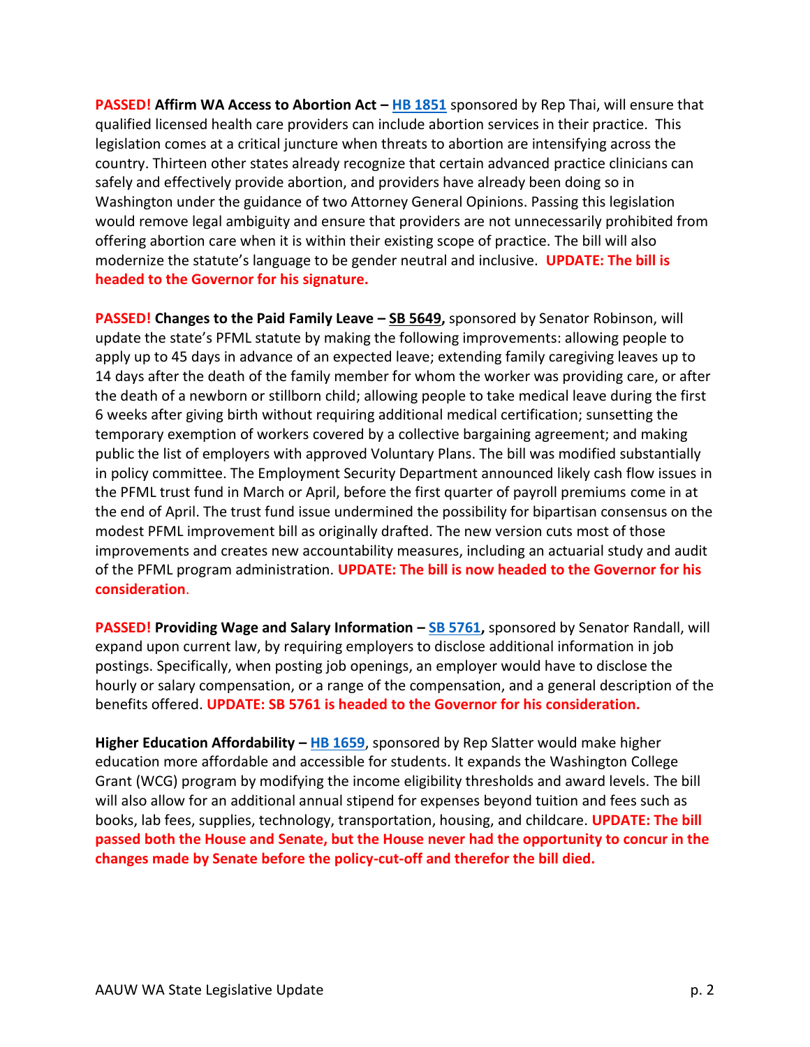**PASSED! Affirm WA Access to Abortion Act – HB 1851** sponsored by Rep Thai, will ensure that qualified licensed health care providers can include abortion services in their practice. This legislation comes at a critical juncture when threats to abortion are intensifying across the country. Thirteen other states already recognize that certain advanced practice clinicians can safely and effectively provide abortion, and providers have already been doing so in Washington under the guidance of two Attorney General Opinions. Passing this legislation would remove legal ambiguity and ensure that providers are not unnecessarily prohibited from offering abortion care when it is within their existing scope of practice. The bill will also modernize the statute's language to be gender neutral and inclusive. **UPDATE: The bill is headed to the Governor for his signature.**

**PASSED! Changes to the Paid Family Leave – SB 5649,** sponsored by Senator Robinson, will update the state's PFML statute by making the following improvements: allowing people to apply up to 45 days in advance of an expected leave; extending family caregiving leaves up to 14 days after the death of the family member for whom the worker was providing care, or after the death of a newborn or stillborn child; allowing people to take medical leave during the first 6 weeks after giving birth without requiring additional medical certification; sunsetting the temporary exemption of workers covered by a collective bargaining agreement; and making public the list of employers with approved Voluntary Plans. The bill was modified substantially in policy committee. The Employment Security Department announced likely cash flow issues in the PFML trust fund in March or April, before the first quarter of payroll premiums come in at the end of April. The trust fund issue undermined the possibility for bipartisan consensus on the modest PFML improvement bill as originally drafted. The new version cuts most of those improvements and creates new accountability measures, including an actuarial study and audit of the PFML program administration. **UPDATE: The bill is now headed to the Governor for his consideration.**

**PASSED! Providing Wage and Salary Information – SB 5761,** sponsored by Senator Randall, will expand upon current law, by requiring employers to disclose additional information in job postings. Specifically, when posting job openings, an employer would have to disclose the hourly or salary compensation, or a range of the compensation, and a general description of the benefits offered. **UPDATE: SB 5761 is headed to the Governor for his consideration.**

**Higher Education Affordability – HB 1659**, sponsored by Rep Slatter would make higher education more affordable and accessible for students. It expands the Washington College Grant (WCG) program by modifying the income eligibility thresholds and award levels. The bill will also allow for an additional annual stipend for expenses beyond tuition and fees such as books, lab fees, supplies, technology, transportation, housing, and childcare. **UPDATE: The bill passed both the House and Senate, but the House never had the opportunity to concur in the changes made by Senate before the policy-cut-off and therefor the bill died.**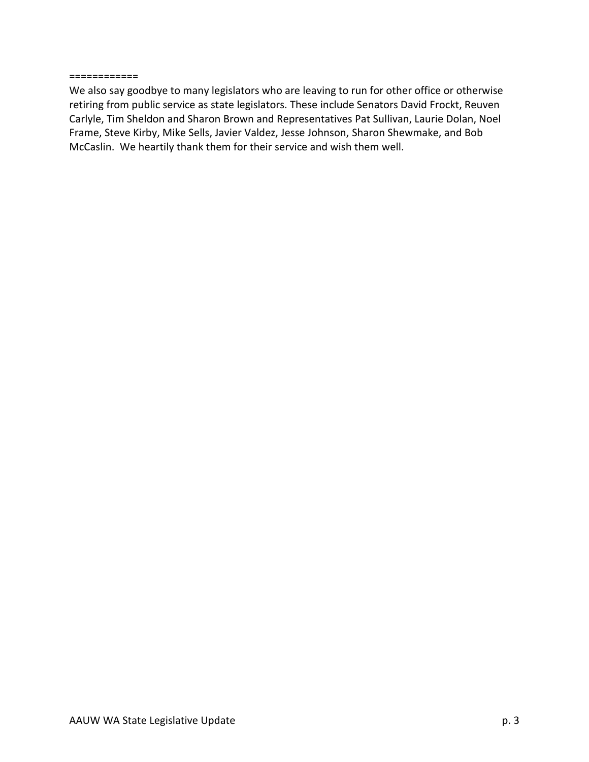============

We also say goodbye to many legislators who are leaving to run for other office or otherwise retiring from public service as state legislators. These include Senators David Frockt, Reuven Carlyle, Tim Sheldon and Sharon Brown and Representatives Pat Sullivan, Laurie Dolan, Noel Frame, Steve Kirby, Mike Sells, Javier Valdez, Jesse Johnson, Sharon Shewmake, and Bob McCaslin. We heartily thank them for their service and wish them well.